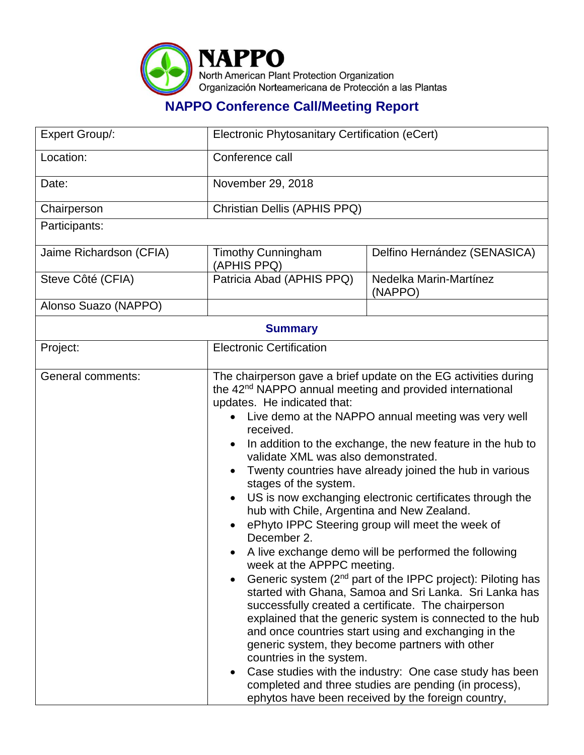# NAPPO

North American Plant Protection Organization
Organización Norteamericana de Protección a las Plantas

## NAPPO Conference Call/Meeting Report

| Expert Group/: | Electronic Phytosanitary Certification (eCert) | |
|---|---|---|
| Location: | Conference call | |
| Date: | November 29, 2018 | |
| Chairperson | Christian Dellis (APHIS PPQ) | |
| Participants: | | |
| Jaime Richardson (CFIA) | Timothy Cunningham (APHIS PPQ) | Delfino Hernández (SENASICA) |
| Steve Côté (CFIA) | Patricia Abad (APHIS PPQ) | Nedelka Marin-Martínez (NAPPO) |
| Alonso Suazo (NAPPO) | | |

**Summary**

| Project: | Electronic Certification |
|---|---|
| General comments: | The chairperson gave a brief update on the EG activities during the 42nd NAPPO annual meeting and provided international updates. He indicated that:<br>• Live demo at the NAPPO annual meeting was very well received.<br>• In addition to the exchange, the new feature in the hub to validate XML was also demonstrated.<br>• Twenty countries have already joined the hub in various stages of the system.<br>• US is now exchanging electronic certificates through the hub with Chile, Argentina and New Zealand.<br>• ePhyto IPPC Steering group will meet the week of December 2.<br>• A live exchange demo will be performed the following week at the APPPC meeting.<br>• Generic system (2nd part of the IPPC project): Piloting has started with Ghana, Samoa and Sri Lanka. Sri Lanka has successfully created a certificate. The chairperson explained that the generic system is connected to the hub and once countries start using and exchanging in the generic system, they become partners with other countries in the system.<br>• Case studies with the industry: One case study has been completed and three studies are pending (in process), ephytos have been received by the foreign country, |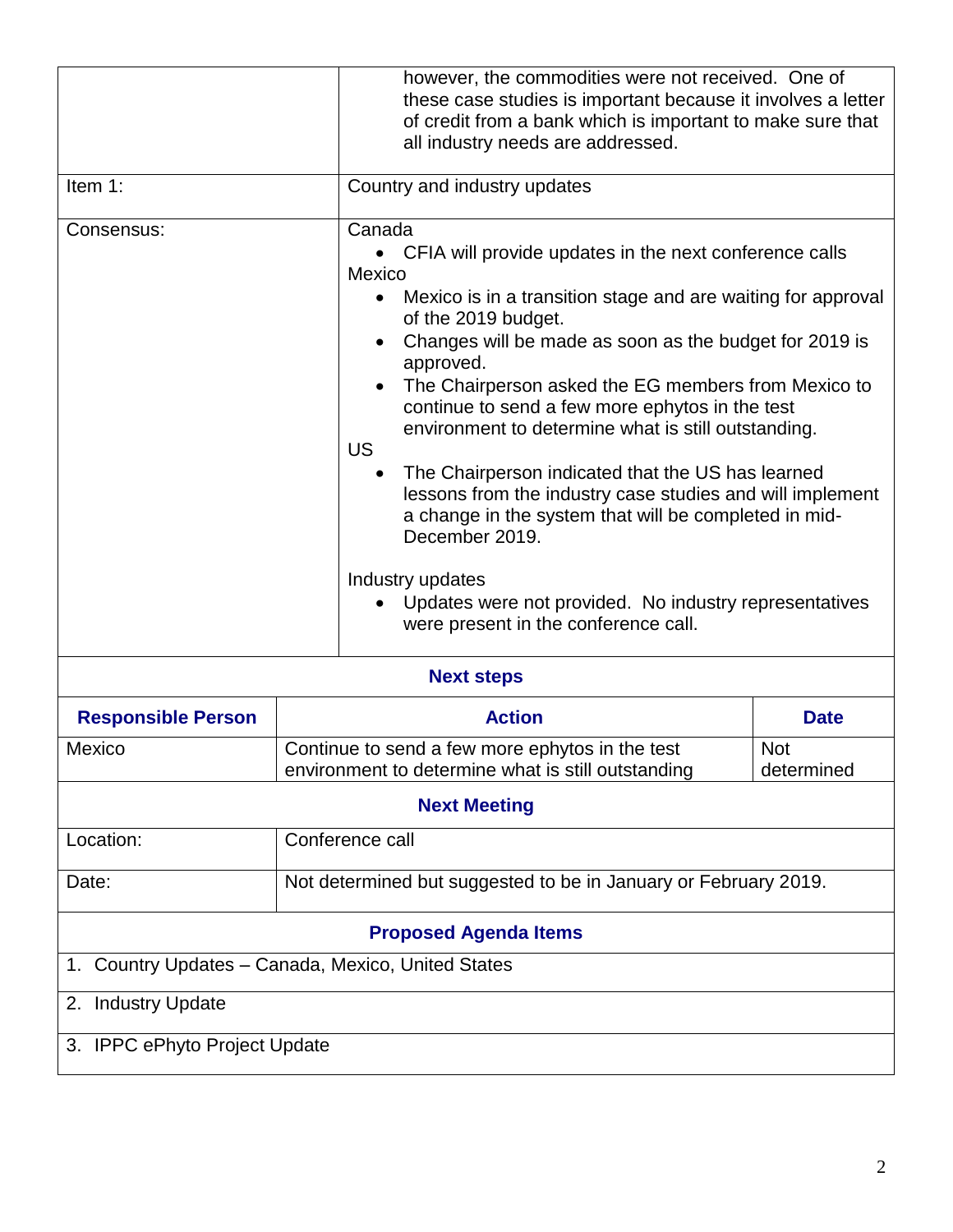| | |
|---|---|
| | however, the commodities were not received. One of these case studies is important because it involves a letter of credit from a bank which is important to make sure that all industry needs are addressed. |
| Item 1: | Country and industry updates |
| Consensus: | Canada<br>• CFIA will provide updates in the next conference calls<br>Mexico<br>• Mexico is in a transition stage and are waiting for approval of the 2019 budget.<br>• Changes will be made as soon as the budget for 2019 is approved.<br>• The Chairperson asked the EG members from Mexico to continue to send a few more ephytos in the test environment to determine what is still outstanding.<br>US<br>• The Chairperson indicated that the US has learned lessons from the industry case studies and will implement a change in the system that will be completed in mid-December 2019.<br><br>Industry updates<br>• Updates were not provided. No industry representatives were present in the conference call. |

**Next steps**

| Responsible Person | Action | Date |
|---|---|---|
| Mexico | Continue to send a few more ephytos in the test environment to determine what is still outstanding | Not determined |

**Next Meeting**

| | |
|---|---|
| Location: | Conference call |
| Date: | Not determined but suggested to be in January or February 2019. |

**Proposed Agenda Items**

1. Country Updates – Canada, Mexico, United States
2. Industry Update
3. IPPC ePhyto Project Update